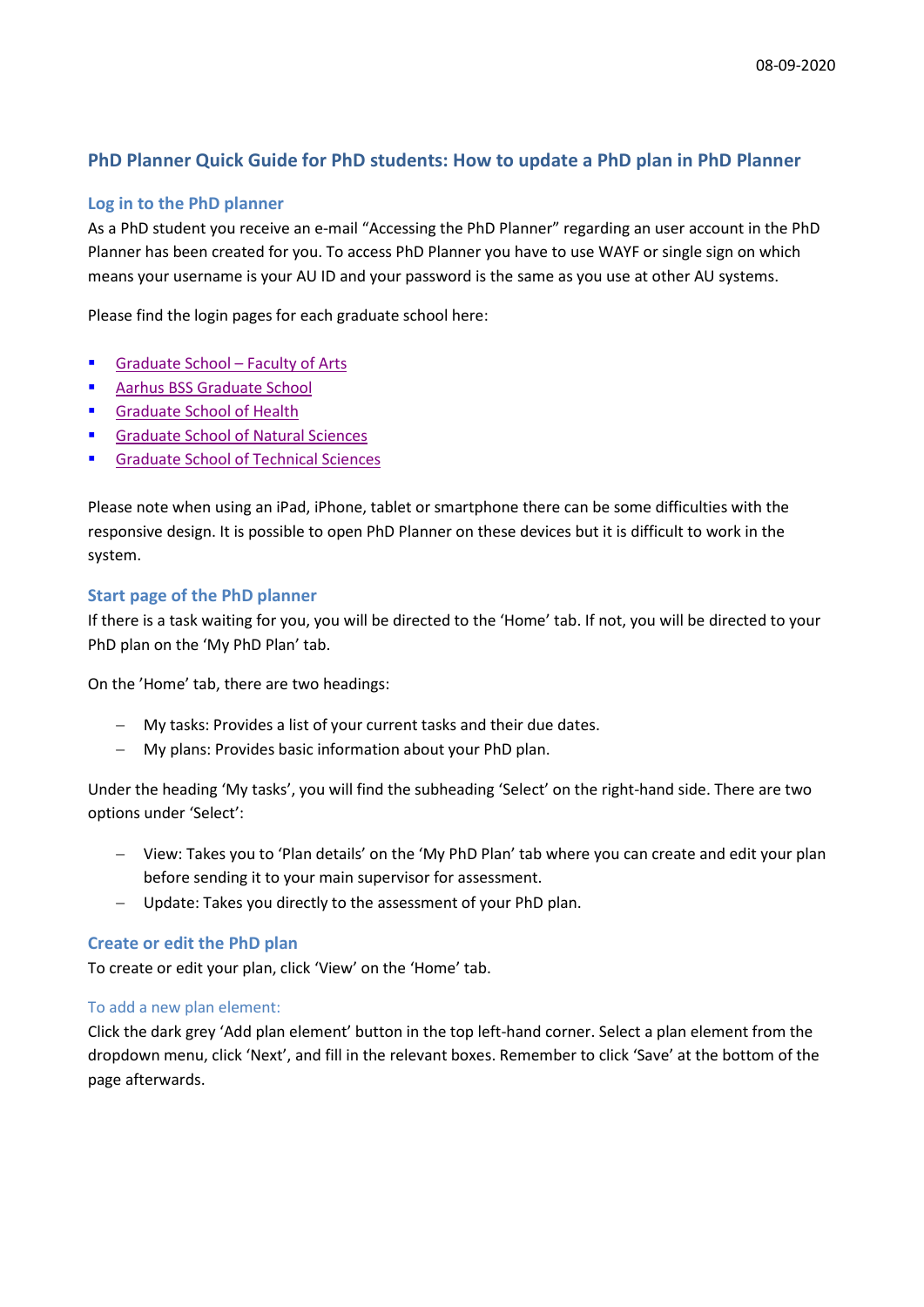08-09-2020

# PhD Planner Quick Guide for PhD students: How to update a PhD plan in PhD Planner

## Log in to the PhD planner

As a PhD student you receive an e-mail "Accessing the PhD Planner" regarding an user account in the PhD Planner has been created for you. To access PhD Planner you have to use WAYF or single sign on which means your username is your AU ID and your password is the same as you use at other AU systems.

Please find the login pages for each graduate school here:

- Graduate School – Faculty of Arts
- Aarhus BSS Graduate School
- Graduate School of Health
- Graduate School of Natural Sciences
- Graduate School of Technical Sciences

Please note when using an iPad, iPhone, tablet or smartphone there can be some difficulties with the responsive design. It is possible to open PhD Planner on these devices but it is difficult to work in the system.

## Start page of the PhD planner

If there is a task waiting for you, you will be directed to the 'Home' tab. If not, you will be directed to your PhD plan on the 'My PhD Plan' tab.

On the 'Home' tab, there are two headings:

- My tasks: Provides a list of your current tasks and their due dates.
- My plans: Provides basic information about your PhD plan.

Under the heading 'My tasks', you will find the subheading 'Select' on the right-hand side. There are two options under 'Select':

- View: Takes you to 'Plan details' on the 'My PhD Plan' tab where you can create and edit your plan before sending it to your main supervisor for assessment.
- Update: Takes you directly to the assessment of your PhD plan.

## Create or edit the PhD plan

To create or edit your plan, click 'View' on the 'Home' tab.

### To add a new plan element:

Click the dark grey 'Add plan element' button in the top left-hand corner. Select a plan element from the dropdown menu, click 'Next', and fill in the relevant boxes. Remember to click 'Save' at the bottom of the page afterwards.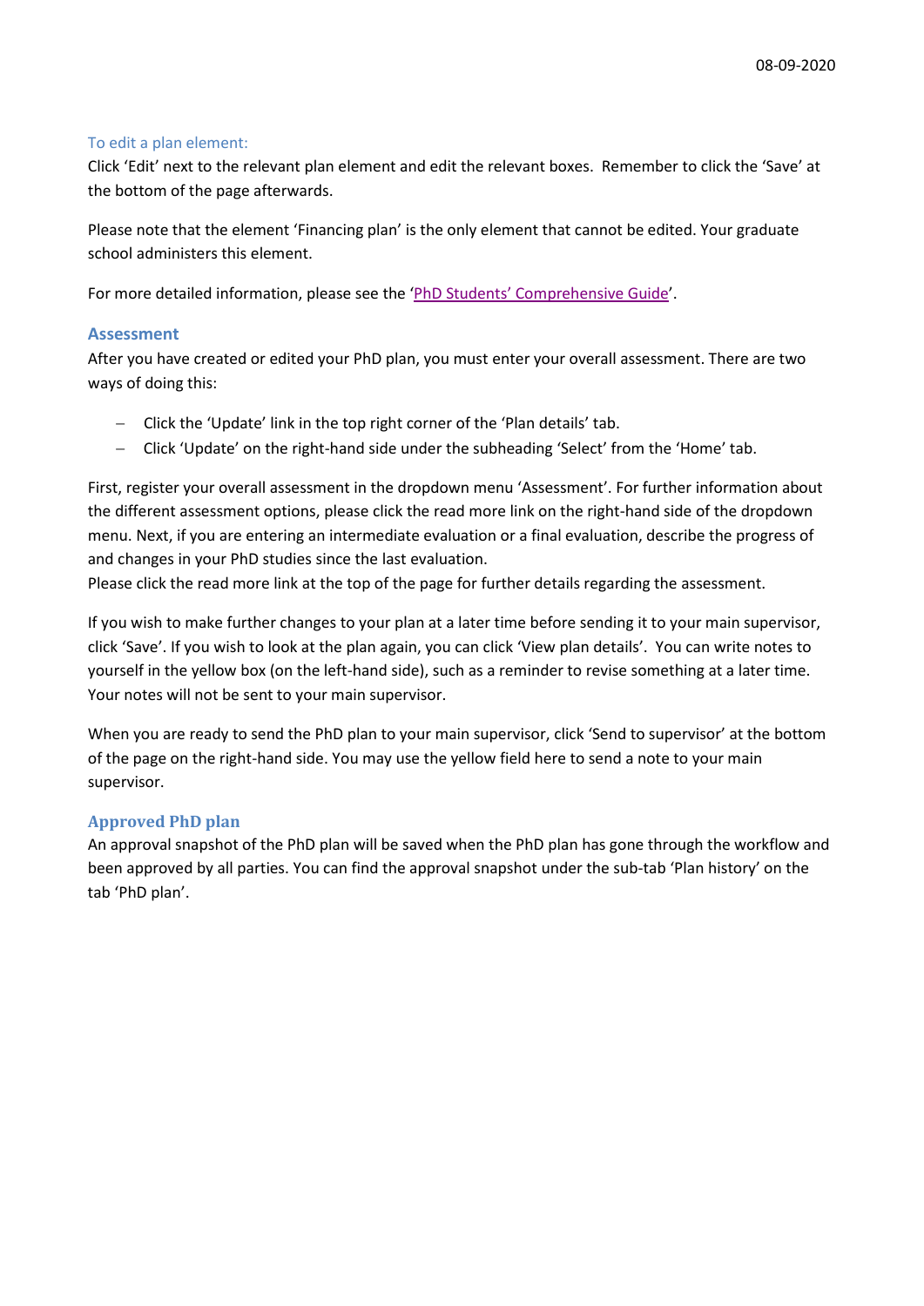### To edit a plan element:

Click 'Edit' next to the relevant plan element and edit the relevant boxes. Remember to click the 'Save' at the bottom of the page afterwards.

Please note that the element 'Financing plan' is the only element that cannot be edited. Your graduate school administers this element.

For more detailed information, please see the 'PhD Students' Comprehensive Guide'.

## Assessment

After you have created or edited your PhD plan, you must enter your overall assessment. There are two ways of doing this:

- Click the 'Update' link in the top right corner of the 'Plan details' tab.
- Click 'Update' on the right-hand side under the subheading 'Select' from the 'Home' tab.

First, register your overall assessment in the dropdown menu 'Assessment'. For further information about the different assessment options, please click the read more link on the right-hand side of the dropdown menu. Next, if you are entering an intermediate evaluation or a final evaluation, describe the progress of and changes in your PhD studies since the last evaluation.
Please click the read more link at the top of the page for further details regarding the assessment.

If you wish to make further changes to your plan at a later time before sending it to your main supervisor, click 'Save'. If you wish to look at the plan again, you can click 'View plan details'. You can write notes to yourself in the yellow box (on the left-hand side), such as a reminder to revise something at a later time. Your notes will not be sent to your main supervisor.

When you are ready to send the PhD plan to your main supervisor, click 'Send to supervisor' at the bottom of the page on the right-hand side. You may use the yellow field here to send a note to your main supervisor.

## Approved PhD plan

An approval snapshot of the PhD plan will be saved when the PhD plan has gone through the workflow and been approved by all parties. You can find the approval snapshot under the sub-tab 'Plan history' on the tab 'PhD plan'.